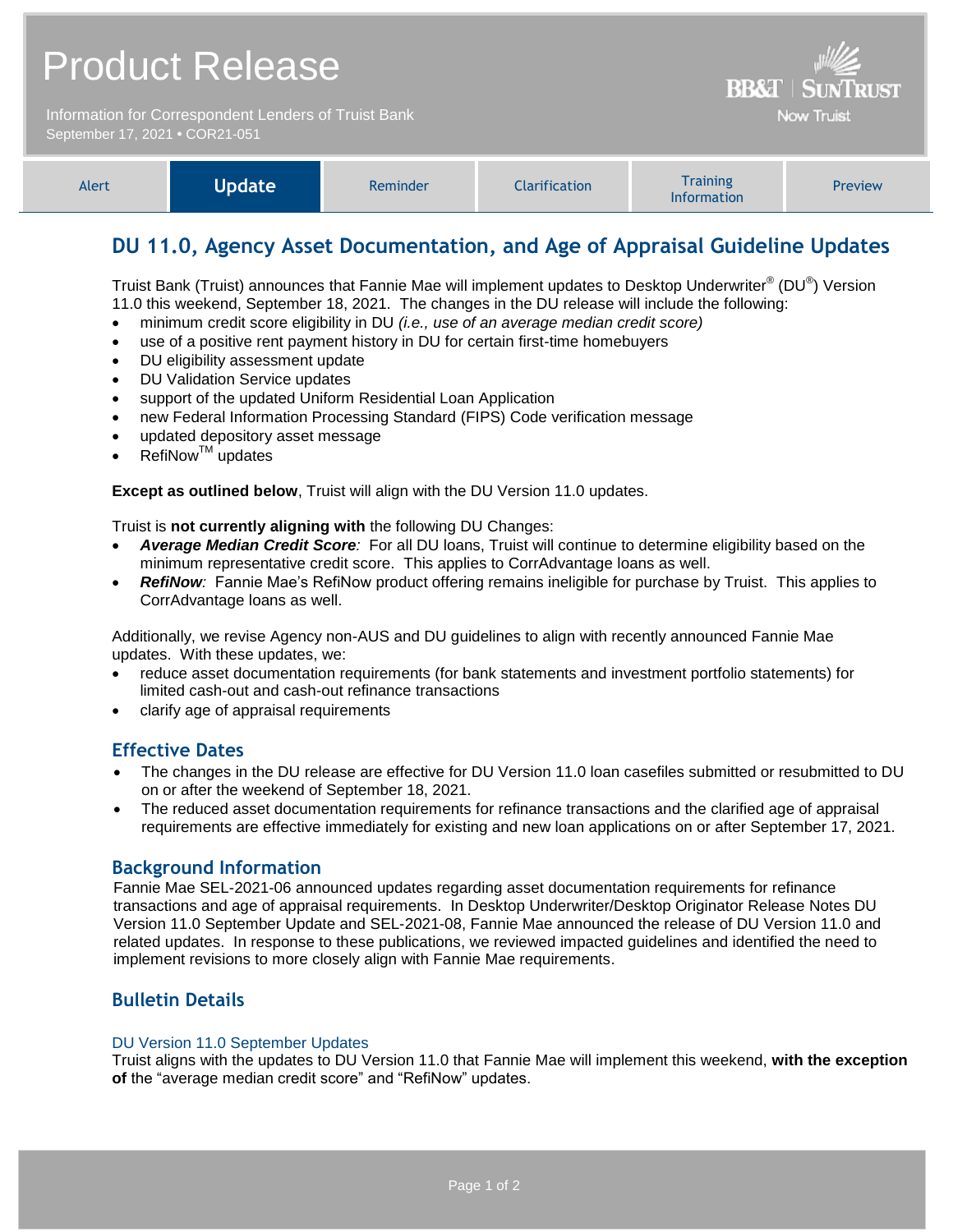# Product Release

Information for Correspondent Lenders of Truist Bank
September 17, 2021 • COR21-051

BB&T | SUNTRUST
Now Truist

| Alert | **Update** | Reminder | Clarification | Training Information | Preview |
|---|---|---|---|---|---|

## DU 11.0, Agency Asset Documentation, and Age of Appraisal Guideline Updates

Truist Bank (Truist) announces that Fannie Mae will implement updates to Desktop Underwriter® (DU®) Version 11.0 this weekend, September 18, 2021. The changes in the DU release will include the following:

- minimum credit score eligibility in DU *(i.e., use of an average median credit score)*
- use of a positive rent payment history in DU for certain first-time homebuyers
- DU eligibility assessment update
- DU Validation Service updates
- support of the updated Uniform Residential Loan Application
- new Federal Information Processing Standard (FIPS) Code verification message
- updated depository asset message
- RefiNow™ updates

**Except as outlined below**, Truist will align with the DU Version 11.0 updates.

Truist is **not currently aligning with** the following DU Changes:

- ***Average Median Credit Score****:* For all DU loans, Truist will continue to determine eligibility based on the minimum representative credit score. This applies to CorrAdvantage loans as well.
- ***RefiNow****:* Fannie Mae's RefiNow product offering remains ineligible for purchase by Truist. This applies to CorrAdvantage loans as well.

Additionally, we revise Agency non-AUS and DU guidelines to align with recently announced Fannie Mae updates. With these updates, we:

- reduce asset documentation requirements (for bank statements and investment portfolio statements) for limited cash-out and cash-out refinance transactions
- clarify age of appraisal requirements

### Effective Dates

- The changes in the DU release are effective for DU Version 11.0 loan casefiles submitted or resubmitted to DU on or after the weekend of September 18, 2021.
- The reduced asset documentation requirements for refinance transactions and the clarified age of appraisal requirements are effective immediately for existing and new loan applications on or after September 17, 2021.

### Background Information

Fannie Mae SEL-2021-06 announced updates regarding asset documentation requirements for refinance transactions and age of appraisal requirements. In Desktop Underwriter/Desktop Originator Release Notes DU Version 11.0 September Update and SEL-2021-08, Fannie Mae announced the release of DU Version 11.0 and related updates. In response to these publications, we reviewed impacted guidelines and identified the need to implement revisions to more closely align with Fannie Mae requirements.

### Bulletin Details

#### DU Version 11.0 September Updates

Truist aligns with the updates to DU Version 11.0 that Fannie Mae will implement this weekend, **with the exception of** the "average median credit score" and "RefiNow" updates.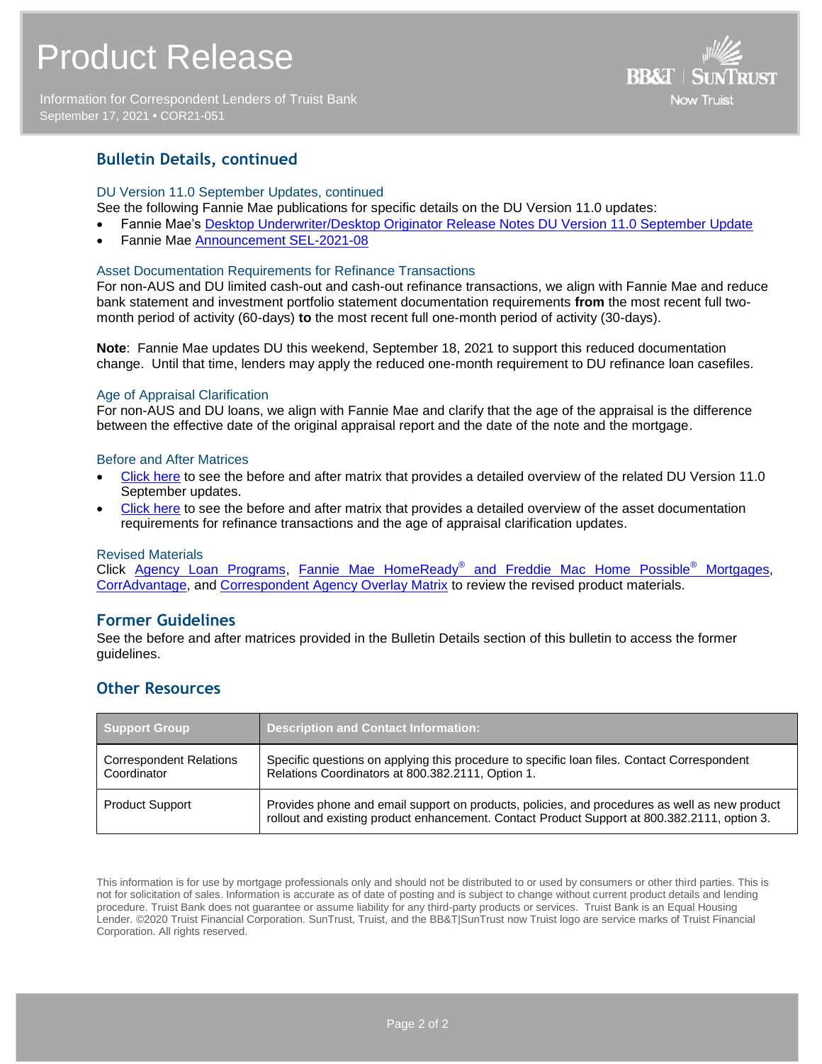# Product Release

Information for Correspondent Lenders of Truist Bank
September 17, 2021 • COR21-051

## Bulletin Details, continued

### DU Version 11.0 September Updates, continued

See the following Fannie Mae publications for specific details on the DU Version 11.0 updates:

- Fannie Mae's Desktop Underwriter/Desktop Originator Release Notes DU Version 11.0 September Update
- Fannie Mae Announcement SEL-2021-08

### Asset Documentation Requirements for Refinance Transactions

For non-AUS and DU limited cash-out and cash-out refinance transactions, we align with Fannie Mae and reduce bank statement and investment portfolio statement documentation requirements **from** the most recent full two-month period of activity (60-days) **to** the most recent full one-month period of activity (30-days).

**Note**: Fannie Mae updates DU this weekend, September 18, 2021 to support this reduced documentation change. Until that time, lenders may apply the reduced one-month requirement to DU refinance loan casefiles.

### Age of Appraisal Clarification

For non-AUS and DU loans, we align with Fannie Mae and clarify that the age of the appraisal is the difference between the effective date of the original appraisal report and the date of the note and the mortgage.

### Before and After Matrices

- Click here to see the before and after matrix that provides a detailed overview of the related DU Version 11.0 September updates.
- Click here to see the before and after matrix that provides a detailed overview of the asset documentation requirements for refinance transactions and the age of appraisal clarification updates.

### Revised Materials

Click Agency Loan Programs, Fannie Mae HomeReady® and Freddie Mac Home Possible® Mortgages, CorrAdvantage, and Correspondent Agency Overlay Matrix to review the revised product materials.

## Former Guidelines

See the before and after matrices provided in the Bulletin Details section of this bulletin to access the former guidelines.

## Other Resources

| Support Group | Description and Contact Information: |
|---|---|
| Correspondent Relations Coordinator | Specific questions on applying this procedure to specific loan files. Contact Correspondent Relations Coordinators at 800.382.2111, Option 1. |
| Product Support | Provides phone and email support on products, policies, and procedures as well as new product rollout and existing product enhancement. Contact Product Support at 800.382.2111, option 3. |

This information is for use by mortgage professionals only and should not be distributed to or used by consumers or other third parties. This is not for solicitation of sales. Information is accurate as of date of posting and is subject to change without current product details and lending procedure. Truist Bank does not guarantee or assume liability for any third-party products or services. Truist Bank is an Equal Housing Lender. ©2020 Truist Financial Corporation. SunTrust, Truist, and the BB&T|SunTrust now Truist logo are service marks of Truist Financial Corporation. All rights reserved.